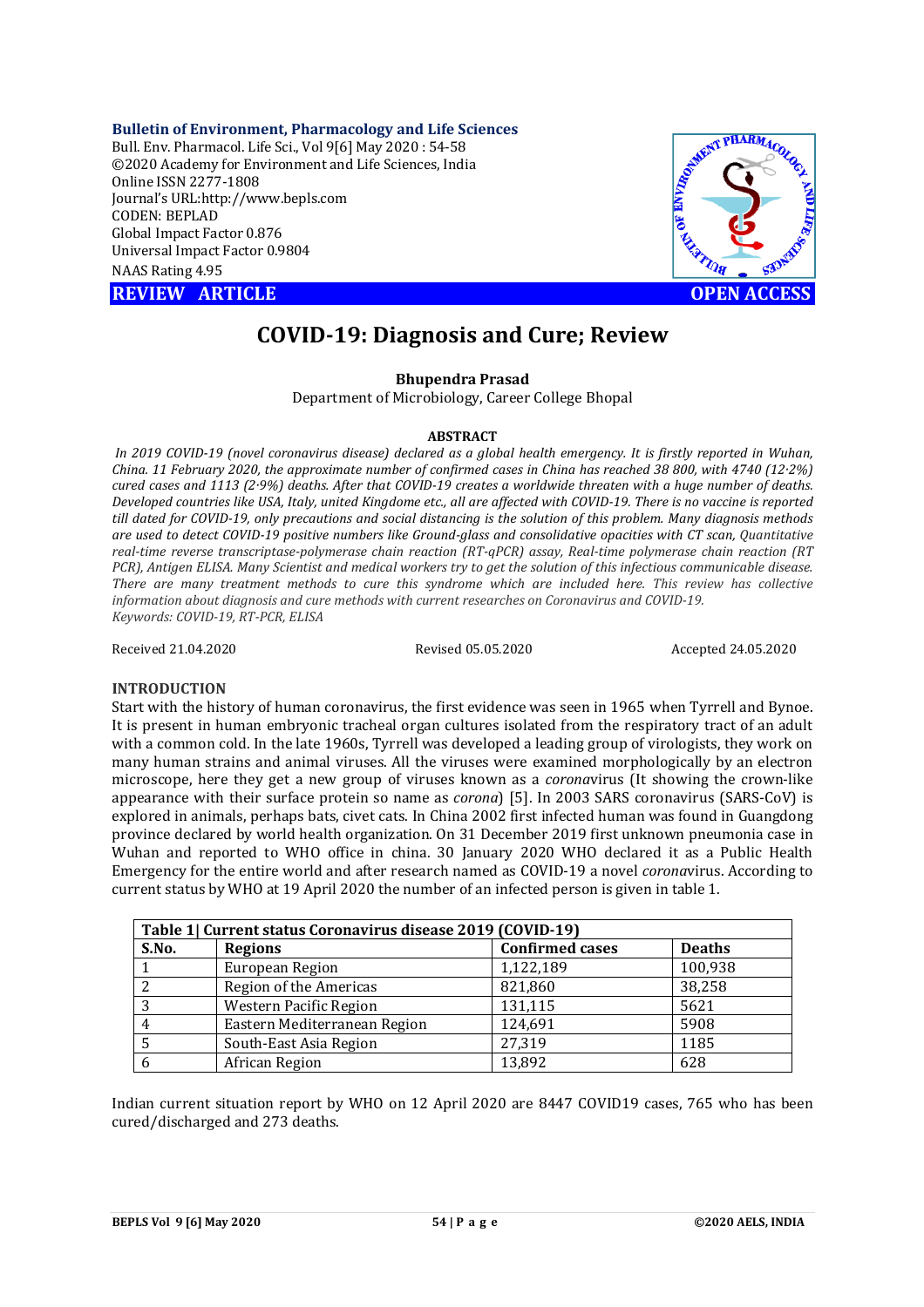**Bulletin of Environment, Pharmacology and Life Sciences**
Bull. Env. Pharmacol. Life Sci., Vol 9[6] May 2020 : 54-58
©2020 Academy for Environment and Life Sciences, India
Online ISSN 2277-1808
Journal's URL:http://www.bepls.com
CODEN: BEPLAD
Global Impact Factor 0.876
Universal Impact Factor 0.9804
NAAS Rating 4.95

**REVIEW ARTICLE** **OPEN ACCESS**

# COVID-19: Diagnosis and Cure; Review

**Bhupendra Prasad**
Department of Microbiology, Career College Bhopal

## ABSTRACT

*In 2019 COVID-19 (novel coronavirus disease) declared as a global health emergency. It is firstly reported in Wuhan, China. 11 February 2020, the approximate number of confirmed cases in China has reached 38 800, with 4740 (12·2%) cured cases and 1113 (2·9%) deaths. After that COVID-19 creates a worldwide threaten with a huge number of deaths. Developed countries like USA, Italy, united Kingdome etc., all are affected with COVID-19. There is no vaccine is reported till dated for COVID-19, only precautions and social distancing is the solution of this problem. Many diagnosis methods are used to detect COVID-19 positive numbers like Ground-glass and consolidative opacities with CT scan, Quantitative real-time reverse transcriptase-polymerase chain reaction (RT-qPCR) assay, Real-time polymerase chain reaction (RT PCR), Antigen ELISA. Many Scientist and medical workers try to get the solution of this infectious communicable disease. There are many treatment methods to cure this syndrome which are included here. This review has collective information about diagnosis and cure methods with current researches on Coronavirus and COVID-19.*
*Keywords: COVID-19, RT-PCR, ELISA*

Received 21.04.2020 Revised 05.05.2020 Accepted 24.05.2020

## INTRODUCTION

Start with the history of human coronavirus, the first evidence was seen in 1965 when Tyrrell and Bynoe. It is present in human embryonic tracheal organ cultures isolated from the respiratory tract of an adult with a common cold. In the late 1960s, Tyrrell was developed a leading group of virologists, they work on many human strains and animal viruses. All the viruses were examined morphologically by an electron microscope, here they get a new group of viruses known as a *corona*virus (It showing the crown-like appearance with their surface protein so name as *corona*) [5]. In 2003 SARS coronavirus (SARS-CoV) is explored in animals, perhaps bats, civet cats. In China 2002 first infected human was found in Guangdong province declared by world health organization. On 31 December 2019 first unknown pneumonia case in Wuhan and reported to WHO office in china. 30 January 2020 WHO declared it as a Public Health Emergency for the entire world and after research named as COVID-19 a novel *corona*virus. According to current status by WHO at 19 April 2020 the number of an infected person is given in table 1.

**Table 1| Current status Coronavirus disease 2019 (COVID-19)**

| S.No. | Regions | Confirmed cases | Deaths |
|---|---|---|---|
| 1 | European Region | 1,122,189 | 100,938 |
| 2 | Region of the Americas | 821,860 | 38,258 |
| 3 | Western Pacific Region | 131,115 | 5621 |
| 4 | Eastern Mediterranean Region | 124,691 | 5908 |
| 5 | South-East Asia Region | 27,319 | 1185 |
| 6 | African Region | 13,892 | 628 |

Indian current situation report by WHO on 12 April 2020 are 8447 COVID19 cases, 765 who has been cured/discharged and 273 deaths.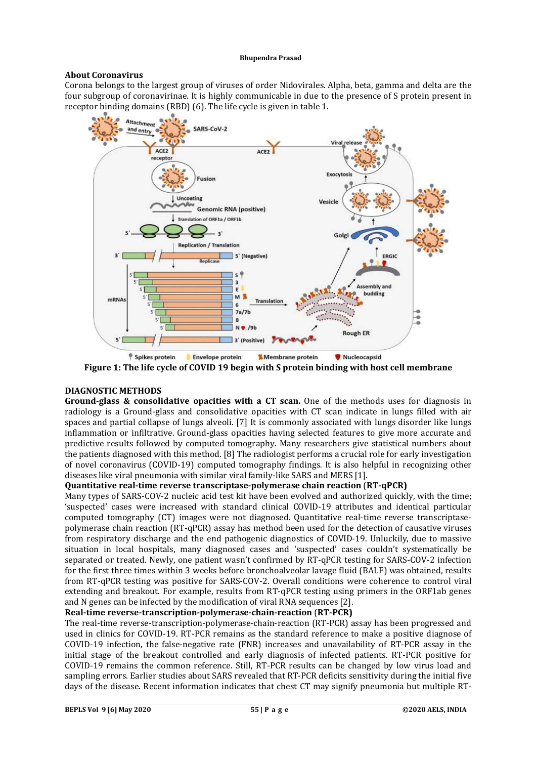## About Coronavirus

Corona belongs to the largest group of viruses of order Nidovirales. Alpha, beta, gamma and delta are the four subgroup of coronavirinae. It is highly communicable in due to the presence of S protein present in receptor binding domains (RBD) (6). The life cycle is given in table 1.

**Figure 1: The life cycle of COVID 19 begin with S protein binding with host cell membrane**

## DIAGNOSTIC METHODS

**Ground-glass & consolidative opacities with a CT scan.** One of the methods uses for diagnosis in radiology is a Ground-glass and consolidative opacities with CT scan indicate in lungs filled with air spaces and partial collapse of lungs alveoli. [7] It is commonly associated with lungs disorder like lungs inflammation or infiltrative. Ground-glass opacities having selected features to give more accurate and predictive results followed by computed tomography. Many researchers give statistical numbers about the patients diagnosed with this method. [8] The radiologist performs a crucial role for early investigation of novel coronavirus (COVID-19) computed tomography findings. It is also helpful in recognizing other diseases like viral pneumonia with similar viral family-like SARS and MERS [1].

**Quantitative real-time reverse transcriptase-polymerase chain reaction (RT-qPCR)**

Many types of SARS-COV-2 nucleic acid test kit have been evolved and authorized quickly, with the time; 'suspected' cases were increased with standard clinical COVID-19 attributes and identical particular computed tomography (CT) images were not diagnosed. Quantitative real-time reverse transcriptase-polymerase chain reaction (RT-qPCR) assay has method been used for the detection of causative viruses from respiratory discharge and the end pathogenic diagnostics of COVID-19. Unluckily, due to massive situation in local hospitals, many diagnosed cases and 'suspected' cases couldn't systematically be separated or treated. Newly, one patient wasn't confirmed by RT-qPCR testing for SARS-COV-2 infection for the first three times within 3 weeks before bronchoalveolar lavage fluid (BALF) was obtained, results from RT-qPCR testing was positive for SARS-COV-2. Overall conditions were coherence to control viral extending and breakout. For example, results from RT-qPCR testing using primers in the ORF1ab genes and N genes can be infected by the modification of viral RNA sequences [2].

**Real-time reverse-transcription-polymerase-chain-reaction (RT-PCR)**

The real-time reverse-transcription-polymerase-chain-reaction (RT-PCR) assay has been progressed and used in clinics for COVID-19. RT-PCR remains as the standard reference to make a positive diagnose of COVID-19 infection, the false-negative rate (FNR) increases and unavailability of RT-PCR assay in the initial stage of the breakout controlled and early diagnosis of infected patients. RT-PCR positive for COVID-19 remains the common reference. Still, RT-PCR results can be changed by low virus load and sampling errors. Earlier studies about SARS revealed that RT-PCR deficits sensitivity during the initial five days of the disease. Recent information indicates that chest CT may signify pneumonia but multiple RT-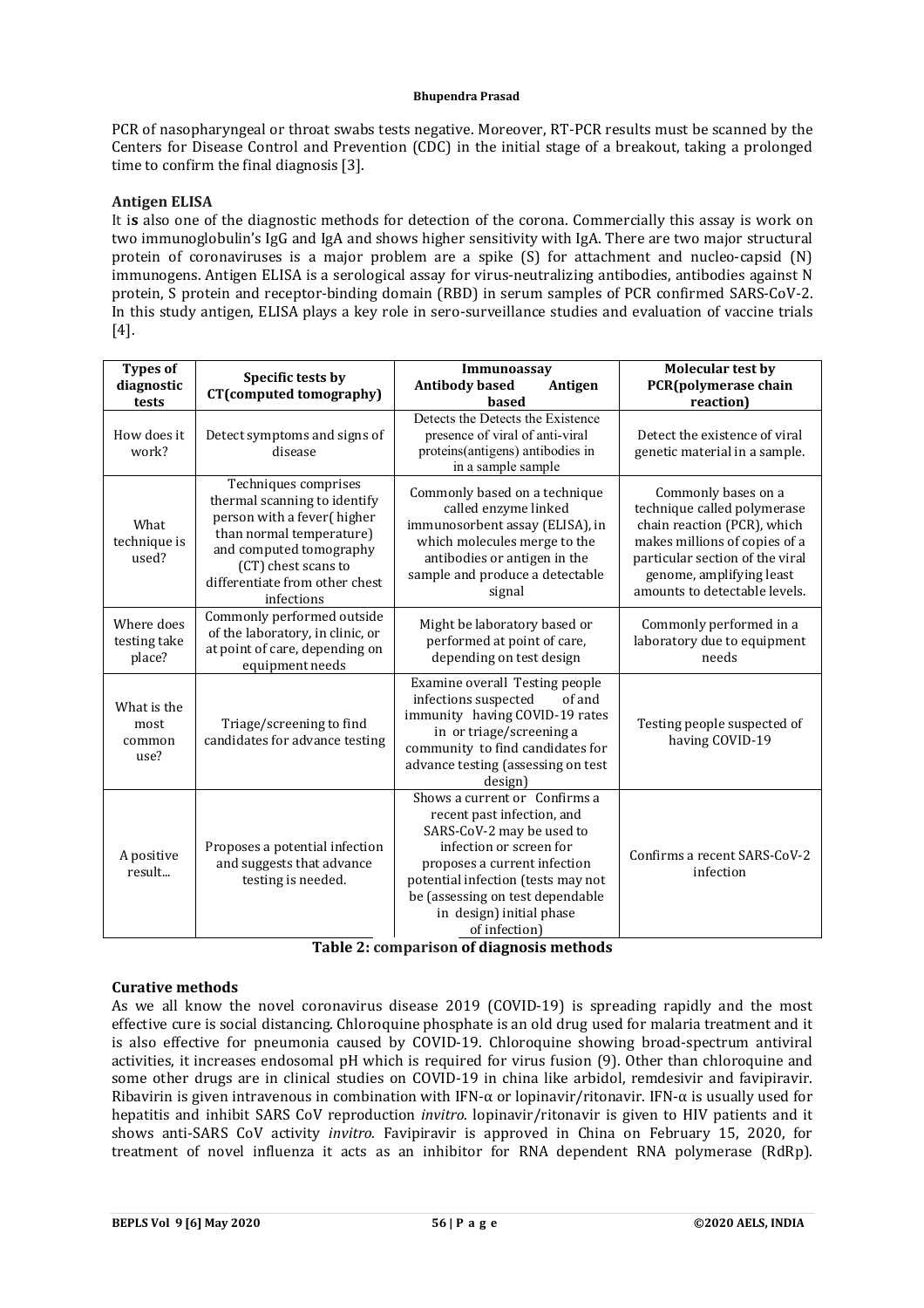PCR of nasopharyngeal or throat swabs tests negative. Moreover, RT-PCR results must be scanned by the Centers for Disease Control and Prevention (CDC) in the initial stage of a breakout, taking a prolonged time to confirm the final diagnosis [3].

**Antigen ELISA**

It is also one of the diagnostic methods for detection of the corona. Commercially this assay is work on two immunoglobulin's IgG and IgA and shows higher sensitivity with IgA. There are two major structural protein of coronaviruses is a major problem are a spike (S) for attachment and nucleo-capsid (N) immunogens. Antigen ELISA is a serological assay for virus-neutralizing antibodies, antibodies against N protein, S protein and receptor-binding domain (RBD) in serum samples of PCR confirmed SARS-CoV-2. In this study antigen, ELISA plays a key role in sero-surveillance studies and evaluation of vaccine trials [4].

| Types of diagnostic tests | Specific tests by CT(computed tomography) | Immunoassay<br>Antibody based Antigen based | Molecular test by PCR(polymerase chain reaction) |
|---|---|---|---|
| How does it work? | Detect symptoms and signs of disease | Detects the Detects the Existence presence of viral of anti-viral proteins(antigens) antibodies in in a sample sample | Detect the existence of viral genetic material in a sample. |
| What technique is used? | Techniques comprises thermal scanning to identify person with a fever( higher than normal temperature) and computed tomography (CT) chest scans to differentiate from other chest infections | Commonly based on a technique called enzyme linked immunosorbent assay (ELISA), in which molecules merge to the antibodies or antigen in the sample and produce a detectable signal | Commonly bases on a technique called polymerase chain reaction (PCR), which makes millions of copies of a particular section of the viral genome, amplifying least amounts to detectable levels. |
| Where does testing take place? | Commonly performed outside of the laboratory, in clinic, or at point of care, depending on equipment needs | Might be laboratory based or performed at point of care, depending on test design | Commonly performed in a laboratory due to equipment needs |
| What is the most common use? | Triage/screening to find candidates for advance testing | Examine overall Testing people infections suspected of and immunity having COVID-19 rates in or triage/screening a community to find candidates for advance testing (assessing on test design) | Testing people suspected of having COVID-19 |
| A positive result... | Proposes a potential infection and suggests that advance testing is needed. | Shows a current or Confirms a recent past infection, and SARS-CoV-2 may be used to infection or screen for proposes a current infection potential infection (tests may not be (assessing on test dependable in design) initial phase of infection) | Confirms a recent SARS-CoV-2 infection |

**Table 2: comparison of diagnosis methods**

**Curative methods**

As we all know the novel coronavirus disease 2019 (COVID-19) is spreading rapidly and the most effective cure is social distancing. Chloroquine phosphate is an old drug used for malaria treatment and it is also effective for pneumonia caused by COVID-19. Chloroquine showing broad-spectrum antiviral activities, it increases endosomal pH which is required for virus fusion (9). Other than chloroquine and some other drugs are in clinical studies on COVID-19 in china like arbidol, remdesivir and favipiravir. Ribavirin is given intravenous in combination with IFN-α or lopinavir/ritonavir. IFN-α is usually used for hepatitis and inhibit SARS CoV reproduction *invitro*. lopinavir/ritonavir is given to HIV patients and it shows anti-SARS CoV activity *invitro.* Favipiravir is approved in China on February 15, 2020, for treatment of novel influenza it acts as an inhibitor for RNA dependent RNA polymerase (RdRp).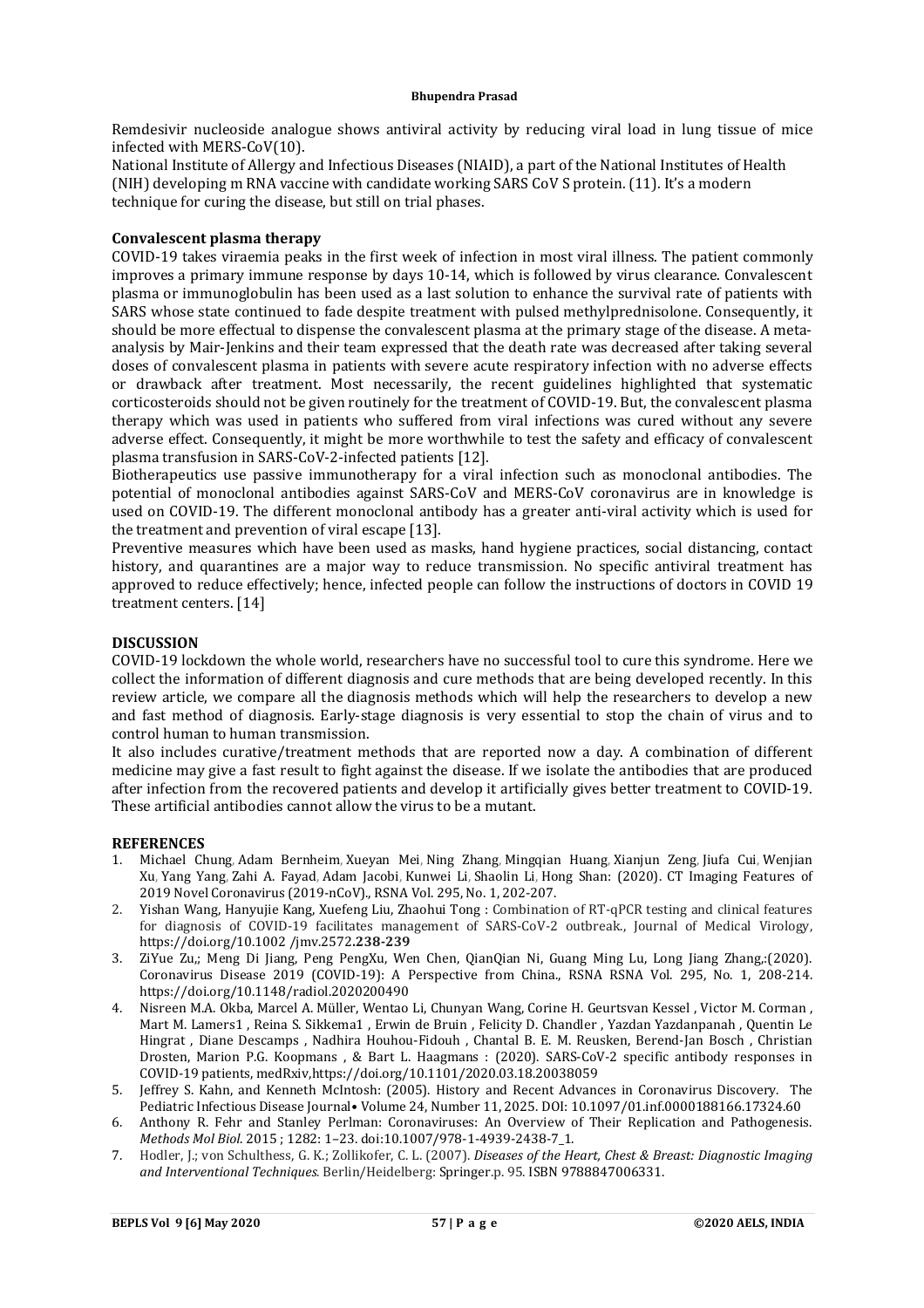Remdesivir nucleoside analogue shows antiviral activity by reducing viral load in lung tissue of mice infected with MERS-CoV(10).

National Institute of Allergy and Infectious Diseases (NIAID), a part of the National Institutes of Health (NIH) developing m RNA vaccine with candidate working SARS CoV S protein. (11). It's a modern technique for curing the disease, but still on trial phases.

**Convalescent plasma therapy**

COVID-19 takes viraemia peaks in the first week of infection in most viral illness. The patient commonly improves a primary immune response by days 10-14, which is followed by virus clearance. Convalescent plasma or immunoglobulin has been used as a last solution to enhance the survival rate of patients with SARS whose state continued to fade despite treatment with pulsed methylprednisolone. Consequently, it should be more effectual to dispense the convalescent plasma at the primary stage of the disease. A meta-analysis by Mair-Jenkins and their team expressed that the death rate was decreased after taking several doses of convalescent plasma in patients with severe acute respiratory infection with no adverse effects or drawback after treatment. Most necessarily, the recent guidelines highlighted that systematic corticosteroids should not be given routinely for the treatment of COVID-19. But, the convalescent plasma therapy which was used in patients who suffered from viral infections was cured without any severe adverse effect. Consequently, it might be more worthwhile to test the safety and efficacy of convalescent plasma transfusion in SARS-CoV-2-infected patients [12].

Biotherapeutics use passive immunotherapy for a viral infection such as monoclonal antibodies. The potential of monoclonal antibodies against SARS-CoV and MERS-CoV coronavirus are in knowledge is used on COVID-19. The different monoclonal antibody has a greater anti-viral activity which is used for the treatment and prevention of viral escape [13].

Preventive measures which have been used as masks, hand hygiene practices, social distancing, contact history, and quarantines are a major way to reduce transmission. No specific antiviral treatment has approved to reduce effectively; hence, infected people can follow the instructions of doctors in COVID 19 treatment centers. [14]

**DISCUSSION**

COVID-19 lockdown the whole world, researchers have no successful tool to cure this syndrome. Here we collect the information of different diagnosis and cure methods that are being developed recently. In this review article, we compare all the diagnosis methods which will help the researchers to develop a new and fast method of diagnosis. Early-stage diagnosis is very essential to stop the chain of virus and to control human to human transmission.

It also includes curative/treatment methods that are reported now a day. A combination of different medicine may give a fast result to fight against the disease. If we isolate the antibodies that are produced after infection from the recovered patients and develop it artificially gives better treatment to COVID-19. These artificial antibodies cannot allow the virus to be a mutant.

**REFERENCES**

1. Michael Chung, Adam Bernheim, Xueyan Mei, Ning Zhang, Mingqian Huang, Xianjun Zeng, Jiufa Cui, Wenjian Xu, Yang Yang, Zahi A. Fayad, Adam Jacobi, Kunwei Li, Shaolin Li, Hong Shan: (2020). CT Imaging Features of 2019 Novel Coronavirus (2019-nCoV)., RSNA Vol. 295, No. 1, 202-207.
2. Yishan Wang, Hanyujie Kang, Xuefeng Liu, Zhaohui Tong : Combination of RT-qPCR testing and clinical features for diagnosis of COVID-19 facilitates management of SARS-CoV-2 outbreak., Journal of Medical Virology, https://doi.org/10.1002 /jmv.2572**.238-239**
3. ZiYue Zu,; Meng Di Jiang, Peng PengXu, Wen Chen, QianQian Ni, Guang Ming Lu, Long Jiang Zhang,:(2020). Coronavirus Disease 2019 (COVID-19): A Perspective from China., RSNA RSNA Vol. 295, No. 1, 208-214. https://doi.org/10.1148/radiol.2020200490
4. Nisreen M.A. Okba, Marcel A. Müller, Wentao Li, Chunyan Wang, Corine H. Geurtsvan Kessel , Victor M. Corman , Mart M. Lamers1 , Reina S. Sikkema1 , Erwin de Bruin , Felicity D. Chandler , Yazdan Yazdanpanah , Quentin Le Hingrat , Diane Descamps , Nadhira Houhou-Fidouh , Chantal B. E. M. Reusken, Berend-Jan Bosch , Christian Drosten, Marion P.G. Koopmans , & Bart L. Haagmans : (2020). SARS-CoV-2 specific antibody responses in COVID-19 patients, medRxiv,https://doi.org/10.1101/2020.03.18.20038059
5. Jeffrey S. Kahn, and Kenneth McIntosh: (2005). History and Recent Advances in Coronavirus Discovery. The Pediatric Infectious Disease Journal• Volume 24, Number 11, 2025. DOI: 10.1097/01.inf.0000188166.17324.60
6. Anthony R. Fehr and Stanley Perlman: Coronaviruses: An Overview of Their Replication and Pathogenesis. *Methods Mol Biol*. 2015 ; 1282: 1–23. doi:10.1007/978-1-4939-2438-7_1.
7. Hodler, J.; von Schulthess, G. K.; Zollikofer, C. L. (2007). *Diseases of the Heart, Chest & Breast: Diagnostic Imaging and Interventional Techniques.* Berlin/Heidelberg: Springer.p. 95. ISBN 9788847006331.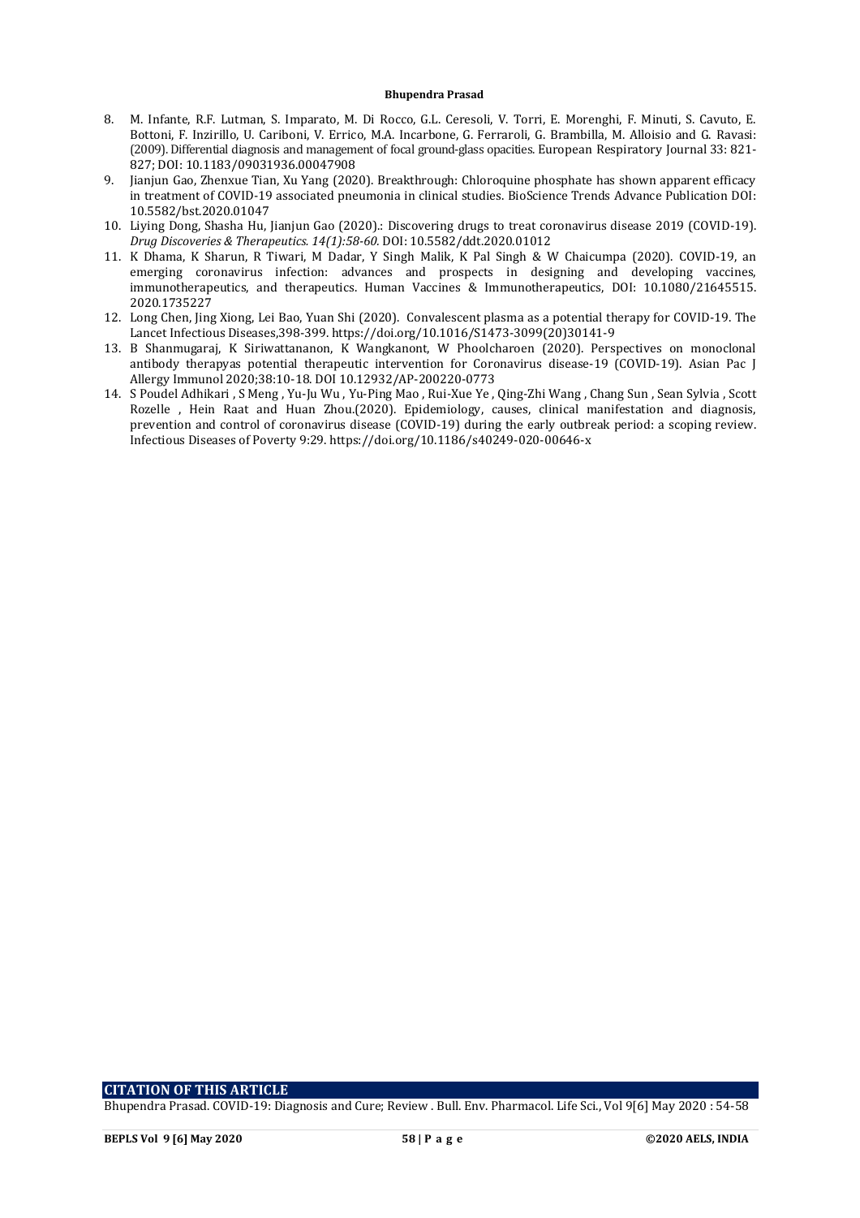8. M. Infante, R.F. Lutman, S. Imparato, M. Di Rocco, G.L. Ceresoli, V. Torri, E. Morenghi, F. Minuti, S. Cavuto, E. Bottoni, F. Inzirillo, U. Cariboni, V. Errico, M.A. Incarbone, G. Ferraroli, G. Brambilla, M. Alloisio and G. Ravasi: (2009). Differential diagnosis and management of focal ground-glass opacities. European Respiratory Journal 33: 821-827; DOI: 10.1183/09031936.00047908
9. Jianjun Gao, Zhenxue Tian, Xu Yang (2020). Breakthrough: Chloroquine phosphate has shown apparent efficacy in treatment of COVID-19 associated pneumonia in clinical studies. BioScience Trends Advance Publication DOI: 10.5582/bst.2020.01047
10. Liying Dong, Shasha Hu, Jianjun Gao (2020).: Discovering drugs to treat coronavirus disease 2019 (COVID-19). *Drug Discoveries & Therapeutics. 14(1):58-60.* DOI: 10.5582/ddt.2020.01012
11. K Dhama, K Sharun, R Tiwari, M Dadar, Y Singh Malik, K Pal Singh & W Chaicumpa (2020). COVID-19, an emerging coronavirus infection: advances and prospects in designing and developing vaccines, immunotherapeutics, and therapeutics. Human Vaccines & Immunotherapeutics, DOI: 10.1080/21645515. 2020.1735227
12. Long Chen, Jing Xiong, Lei Bao, Yuan Shi (2020). Convalescent plasma as a potential therapy for COVID-19. The Lancet Infectious Diseases,398-399. https://doi.org/10.1016/S1473-3099(20)30141-9
13. B Shanmugaraj, K Siriwattananon, K Wangkanont, W Phoolcharoen (2020). Perspectives on monoclonal antibody therapyas potential therapeutic intervention for Coronavirus disease-19 (COVID-19). Asian Pac J Allergy Immunol 2020;38:10-18. DOI 10.12932/AP-200220-0773
14. S Poudel Adhikari , S Meng , Yu-Ju Wu , Yu-Ping Mao , Rui-Xue Ye , Qing-Zhi Wang , Chang Sun , Sean Sylvia , Scott Rozelle , Hein Raat and Huan Zhou.(2020). Epidemiology, causes, clinical manifestation and diagnosis, prevention and control of coronavirus disease (COVID-19) during the early outbreak period: a scoping review. Infectious Diseases of Poverty 9:29. https://doi.org/10.1186/s40249-020-00646-x

**CITATION OF THIS ARTICLE**

Bhupendra Prasad. COVID-19: Diagnosis and Cure; Review . Bull. Env. Pharmacol. Life Sci., Vol 9[6] May 2020 : 54-58